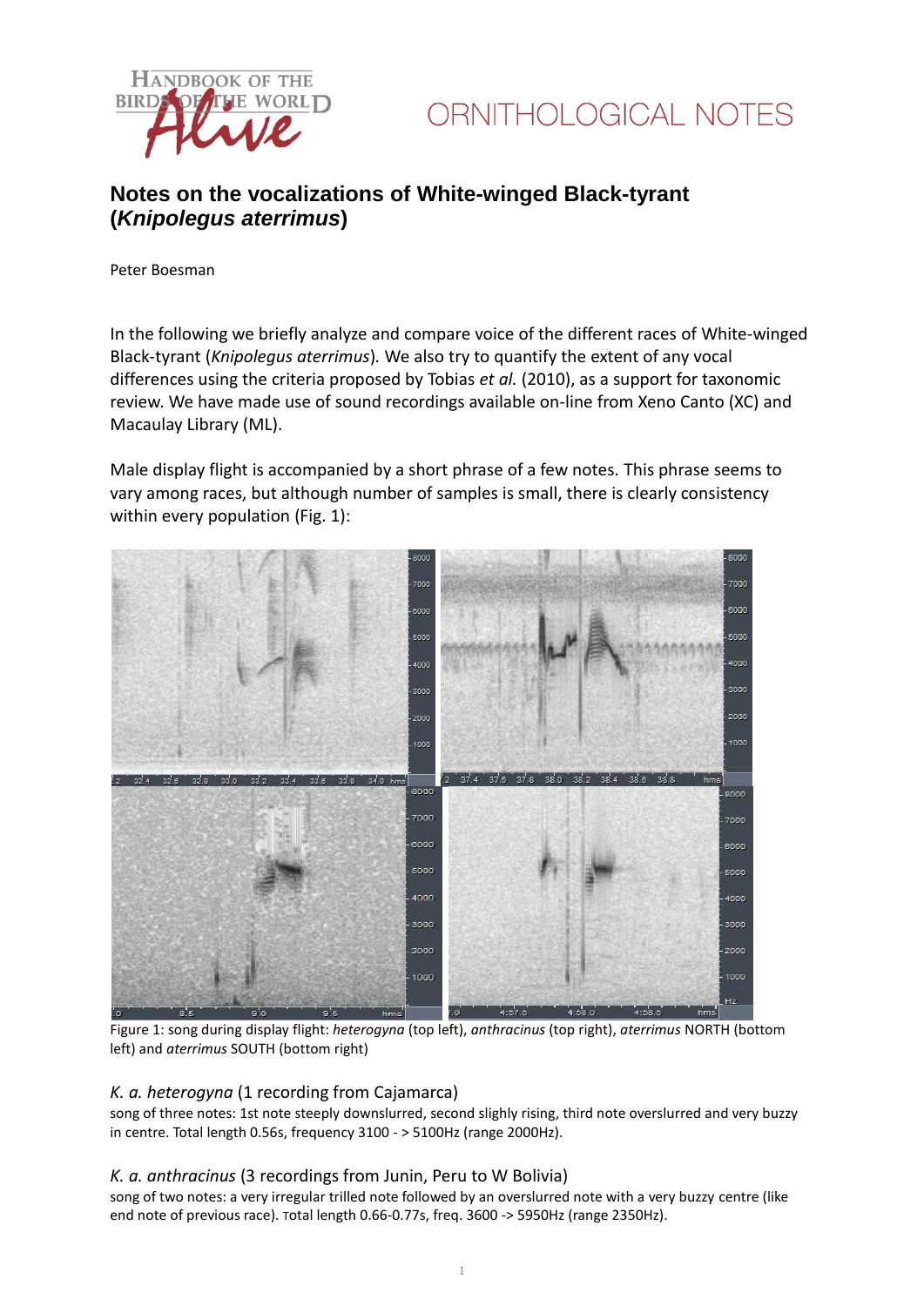ORNITHOLOGICAL NOTES

# Notes on the vocalizations of White-winged Black-tyrant (*Knipolegus aterrimus*)

Peter Boesman

In the following we briefly analyze and compare voice of the different races of White-winged Black-tyrant (*Knipolegus aterrimus*). We also try to quantify the extent of any vocal differences using the criteria proposed by Tobias *et al.* (2010), as a support for taxonomic review. We have made use of sound recordings available on-line from Xeno Canto (XC) and Macaulay Library (ML).

Male display flight is accompanied by a short phrase of a few notes. This phrase seems to vary among races, but although number of samples is small, there is clearly consistency within every population (Fig. 1):

Figure 1: song during display flight: *heterogyna* (top left), *anthracinus* (top right), *aterrimus* NORTH (bottom left) and *aterrimus* SOUTH (bottom right)

### *K. a. heterogyna* (1 recording from Cajamarca)

song of three notes: 1st note steeply downslurred, second slighly rising, third note overslurred and very buzzy in centre. Total length 0.56s, frequency 3100 - > 5100Hz (range 2000Hz).

### *K. a. anthracinus* (3 recordings from Junin, Peru to W Bolivia)

song of two notes: a very irregular trilled note followed by an overslurred note with a very buzzy centre (like end note of previous race). Total length 0.66-0.77s, freq. 3600 -> 5950Hz (range 2350Hz).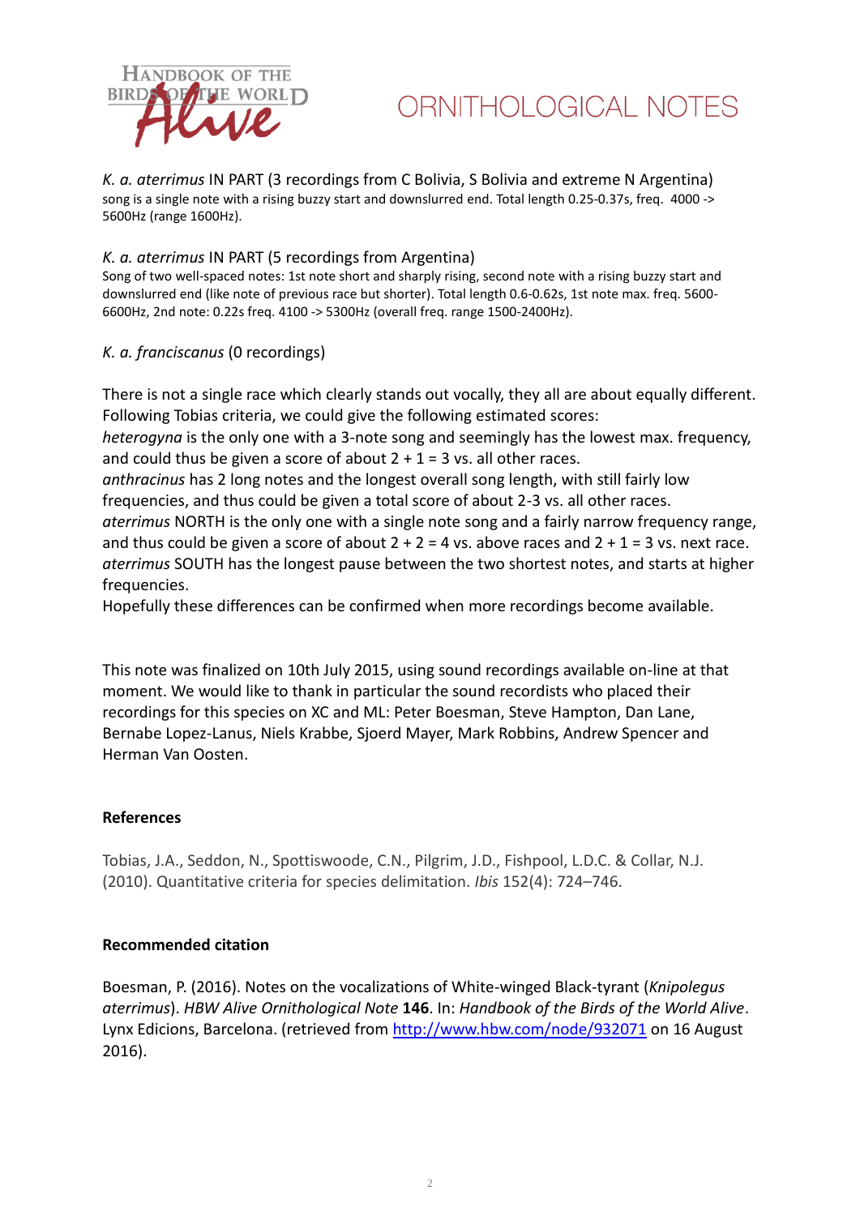*K. a. aterrimus* IN PART (3 recordings from C Bolivia, S Bolivia and extreme N Argentina)
song is a single note with a rising buzzy start and downslurred end. Total length 0.25-0.37s, freq. 4000 -> 5600Hz (range 1600Hz).

*K. a. aterrimus* IN PART (5 recordings from Argentina)
Song of two well-spaced notes: 1st note short and sharply rising, second note with a rising buzzy start and downslurred end (like note of previous race but shorter). Total length 0.6-0.62s, 1st note max. freq. 5600-6600Hz, 2nd note: 0.22s freq. 4100 -> 5300Hz (overall freq. range 1500-2400Hz).

*K. a. franciscanus* (0 recordings)

There is not a single race which clearly stands out vocally, they all are about equally different. Following Tobias criteria, we could give the following estimated scores:
*heterogyna* is the only one with a 3-note song and seemingly has the lowest max. frequency, and could thus be given a score of about 2 + 1 = 3 vs. all other races.
*anthracinus* has 2 long notes and the longest overall song length, with still fairly low frequencies, and thus could be given a total score of about 2-3 vs. all other races.
*aterrimus* NORTH is the only one with a single note song and a fairly narrow frequency range, and thus could be given a score of about 2 + 2 = 4 vs. above races and 2 + 1 = 3 vs. next race.
*aterrimus* SOUTH has the longest pause between the two shortest notes, and starts at higher frequencies.
Hopefully these differences can be confirmed when more recordings become available.

This note was finalized on 10th July 2015, using sound recordings available on-line at that moment. We would like to thank in particular the sound recordists who placed their recordings for this species on XC and ML: Peter Boesman, Steve Hampton, Dan Lane, Bernabe Lopez-Lanus, Niels Krabbe, Sjoerd Mayer, Mark Robbins, Andrew Spencer and Herman Van Oosten.

**References**

Tobias, J.A., Seddon, N., Spottiswoode, C.N., Pilgrim, J.D., Fishpool, L.D.C. & Collar, N.J. (2010). Quantitative criteria for species delimitation. *Ibis* 152(4): 724–746.

**Recommended citation**

Boesman, P. (2016). Notes on the vocalizations of White-winged Black-tyrant (*Knipolegus aterrimus*). *HBW Alive Ornithological Note* **146**. In: *Handbook of the Birds of the World Alive*. Lynx Edicions, Barcelona. (retrieved from http://www.hbw.com/node/932071 on 16 August 2016).